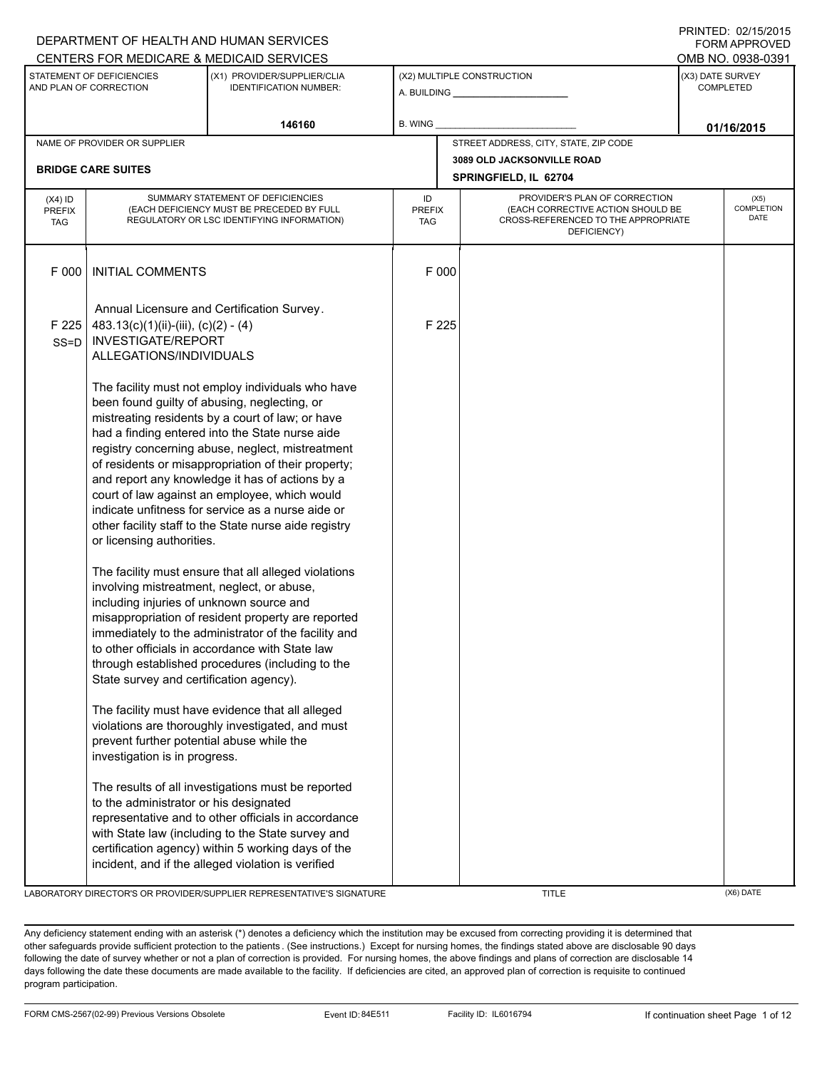DEPARTMENT OF HEALTH AND HUMAN SERVICES
CENTERS FOR MEDICARE & MEDICAID SERVICES

PRINTED: 02/15/2015
FORM APPROVED
OMB NO. 0938-0391

| STATEMENT OF DEFICIENCIES AND PLAN OF CORRECTION | (X1) PROVIDER/SUPPLIER/CLIA IDENTIFICATION NUMBER: | (X2) MULTIPLE CONSTRUCTION | (X3) DATE SURVEY COMPLETED |
|---|---|---|---|
| | 146160 | A. BUILDING ______ B. WING ______ | 01/16/2015 |

| NAME OF PROVIDER OR SUPPLIER | STREET ADDRESS, CITY, STATE, ZIP CODE |
|---|---|
| BRIDGE CARE SUITES | 3089 OLD JACKSONVILLE ROAD SPRINGFIELD, IL 62704 |

| (X4) ID PREFIX TAG | SUMMARY STATEMENT OF DEFICIENCIES (EACH DEFICIENCY MUST BE PRECEDED BY FULL REGULATORY OR LSC IDENTIFYING INFORMATION) | ID PREFIX TAG | PROVIDER'S PLAN OF CORRECTION (EACH CORRECTIVE ACTION SHOULD BE CROSS-REFERENCED TO THE APPROPRIATE DEFICIENCY) | (X5) COMPLETION DATE |
|---|---|---|---|---|
| F 000 | INITIAL COMMENTS<br><br>Annual Licensure and Certification Survey. | F 000 | | |
| F 225 SS=D | 483.13(c)(1)(ii)-(iii), (c)(2) - (4) INVESTIGATE/REPORT ALLEGATIONS/INDIVIDUALS<br><br>The facility must not employ individuals who have been found guilty of abusing, neglecting, or mistreating residents by a court of law; or have had a finding entered into the State nurse aide registry concerning abuse, neglect, mistreatment of residents or misappropriation of their property; and report any knowledge it has of actions by a court of law against an employee, which would indicate unfitness for service as a nurse aide or other facility staff to the State nurse aide registry or licensing authorities.<br><br>The facility must ensure that all alleged violations involving mistreatment, neglect, or abuse, including injuries of unknown source and misappropriation of resident property are reported immediately to the administrator of the facility and to other officials in accordance with State law through established procedures (including to the State survey and certification agency).<br><br>The facility must have evidence that all alleged violations are thoroughly investigated, and must prevent further potential abuse while the investigation is in progress.<br><br>The results of all investigations must be reported to the administrator or his designated representative and to other officials in accordance with State law (including to the State survey and certification agency) within 5 working days of the incident, and if the alleged violation is verified | F 225 | | |

LABORATORY DIRECTOR'S OR PROVIDER/SUPPLIER REPRESENTATIVE'S SIGNATURE | TITLE | (X6) DATE

Any deficiency statement ending with an asterisk (*) denotes a deficiency which the institution may be excused from correcting providing it is determined that other safeguards provide sufficient protection to the patients. (See instructions.) Except for nursing homes, the findings stated above are disclosable 90 days following the date of survey whether or not a plan of correction is provided. For nursing homes, the above findings and plans of correction are disclosable 14 days following the date these documents are made available to the facility. If deficiencies are cited, an approved plan of correction is requisite to continued program participation.

FORM CMS-2567(02-99) Previous Versions Obsolete | Event ID: 84E511 | Facility ID: IL6016794 | If continuation sheet Page 1 of 12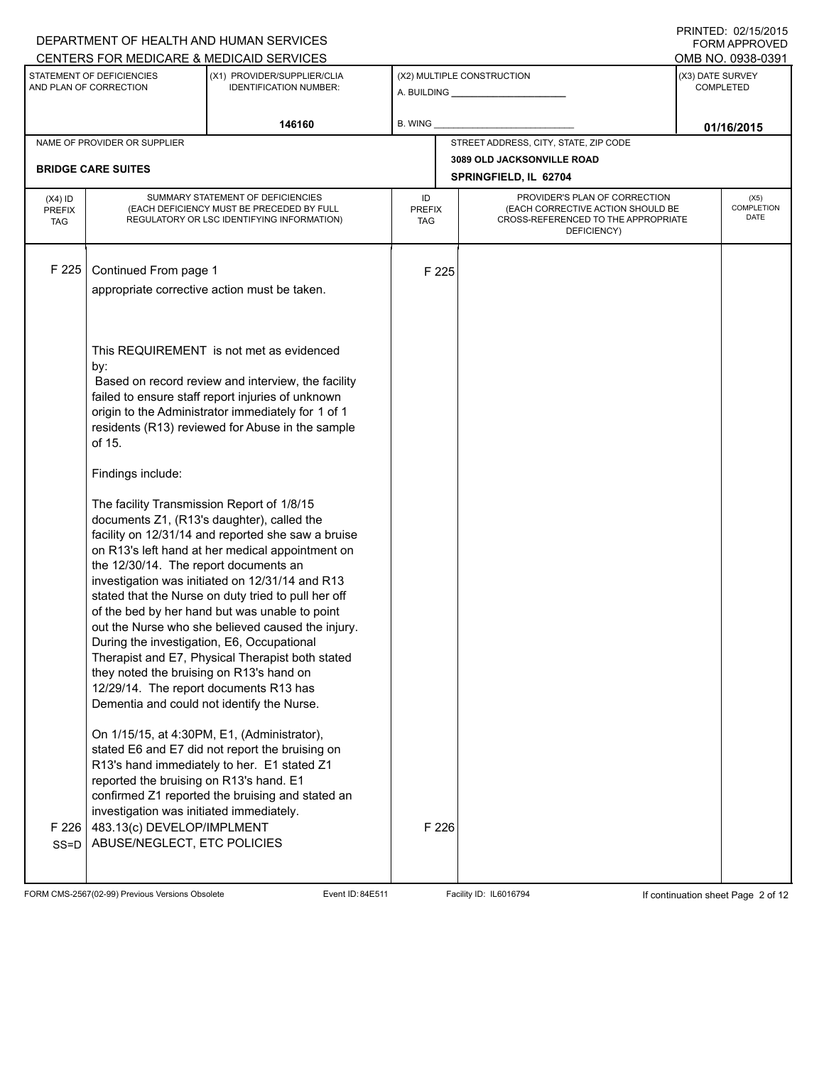DEPARTMENT OF HEALTH AND HUMAN SERVICES
CENTERS FOR MEDICARE & MEDICAID SERVICES

PRINTED: 02/15/2015
FORM APPROVED
OMB NO. 0938-0391

| STATEMENT OF DEFICIENCIES AND PLAN OF CORRECTION | (X1) PROVIDER/SUPPLIER/CLIA IDENTIFICATION NUMBER: | (X2) MULTIPLE CONSTRUCTION | (X3) DATE SURVEY COMPLETED |
|---|---|---|---|
| | 146160 | A. BUILDING ______ B. WING ______ | 01/16/2015 |

| NAME OF PROVIDER OR SUPPLIER | STREET ADDRESS, CITY, STATE, ZIP CODE |
|---|---|
| BRIDGE CARE SUITES | 3089 OLD JACKSONVILLE ROAD SPRINGFIELD, IL 62704 |

| (X4) ID PREFIX TAG | SUMMARY STATEMENT OF DEFICIENCIES (EACH DEFICIENCY MUST BE PRECEDED BY FULL REGULATORY OR LSC IDENTIFYING INFORMATION) | ID PREFIX TAG | PROVIDER'S PLAN OF CORRECTION (EACH CORRECTIVE ACTION SHOULD BE CROSS-REFERENCED TO THE APPROPRIATE DEFICIENCY) | (X5) COMPLETION DATE |
|---|---|---|---|---|
| F 225 | Continued From page 1<br>appropriate corrective action must be taken.<br><br>This REQUIREMENT is not met as evidenced by:<br>Based on record review and interview, the facility failed to ensure staff report injuries of unknown origin to the Administrator immediately for 1 of 1 residents (R13) reviewed for Abuse in the sample of 15.<br><br>Findings include:<br><br>The facility Transmission Report of 1/8/15 documents Z1, (R13's daughter), called the facility on 12/31/14 and reported she saw a bruise on R13's left hand at her medical appointment on the 12/30/14. The report documents an investigation was initiated on 12/31/14 and R13 stated that the Nurse on duty tried to pull her off of the bed by her hand but was unable to point out the Nurse who she believed caused the injury. During the investigation, E6, Occupational Therapist and E7, Physical Therapist both stated they noted the bruising on R13's hand on 12/29/14. The report documents R13 has Dementia and could not identify the Nurse.<br><br>On 1/15/15, at 4:30PM, E1, (Administrator), stated E6 and E7 did not report the bruising on R13's hand immediately to her. E1 stated Z1 reported the bruising on R13's hand. E1 confirmed Z1 reported the bruising and stated an investigation was initiated immediately. | F 225 | | |
| F 226 SS=D | 483.13(c) DEVELOP/IMPLMENT ABUSE/NEGLECT, ETC POLICIES | F 226 | | |

FORM CMS-2567(02-99) Previous Versions Obsolete Event ID: 84E511 Facility ID: IL6016794 If continuation sheet Page 2 of 12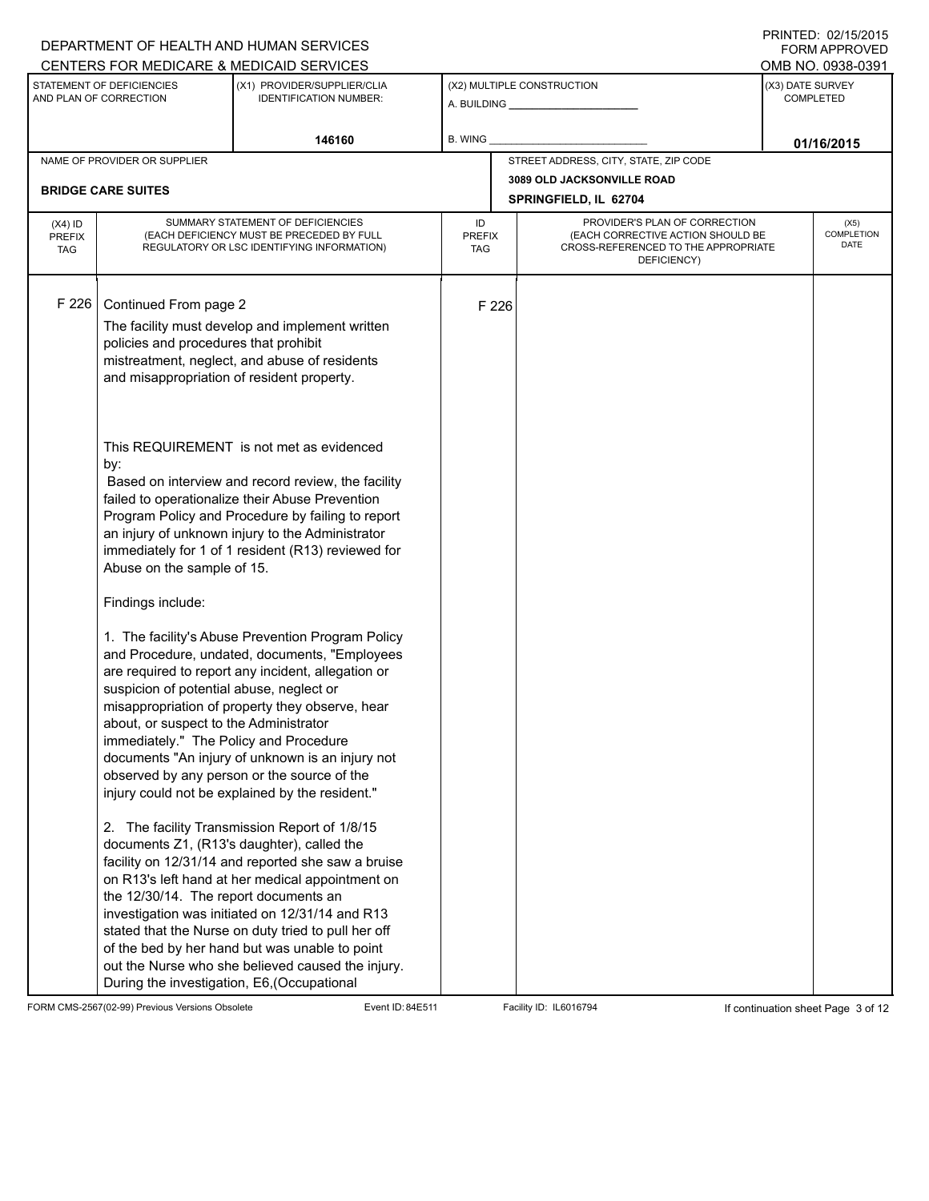DEPARTMENT OF HEALTH AND HUMAN SERVICES
CENTERS FOR MEDICARE & MEDICAID SERVICES

PRINTED: 02/15/2015
FORM APPROVED
OMB NO. 0938-0391

| STATEMENT OF DEFICIENCIES AND PLAN OF CORRECTION | (X1) PROVIDER/SUPPLIER/CLIA IDENTIFICATION NUMBER: | (X2) MULTIPLE CONSTRUCTION | (X3) DATE SURVEY COMPLETED |
|---|---|---|---|
| | 146160 | A. BUILDING ______ B. WING ______ | 01/16/2015 |

| NAME OF PROVIDER OR SUPPLIER | STREET ADDRESS, CITY, STATE, ZIP CODE |
|---|---|
| BRIDGE CARE SUITES | 3089 OLD JACKSONVILLE ROAD SPRINGFIELD, IL 62704 |

| (X4) ID PREFIX TAG | SUMMARY STATEMENT OF DEFICIENCIES (EACH DEFICIENCY MUST BE PRECEDED BY FULL REGULATORY OR LSC IDENTIFYING INFORMATION) | ID PREFIX TAG | PROVIDER'S PLAN OF CORRECTION (EACH CORRECTIVE ACTION SHOULD BE CROSS-REFERENCED TO THE APPROPRIATE DEFICIENCY) | (X5) COMPLETION DATE |
|---|---|---|---|---|
| F 226 | Continued From page 2 | F 226 | | |

The facility must develop and implement written policies and procedures that prohibit mistreatment, neglect, and abuse of residents and misappropriation of resident property.

This REQUIREMENT is not met as evidenced by:

Based on interview and record review, the facility failed to operationalize their Abuse Prevention Program Policy and Procedure by failing to report an injury of unknown injury to the Administrator immediately for 1 of 1 resident (R13) reviewed for Abuse on the sample of 15.

Findings include:

1. The facility's Abuse Prevention Program Policy and Procedure, undated, documents, "Employees are required to report any incident, allegation or suspicion of potential abuse, neglect or misappropriation of property they observe, hear about, or suspect to the Administrator immediately." The Policy and Procedure documents "An injury of unknown is an injury not observed by any person or the source of the injury could not be explained by the resident."

2. The facility Transmission Report of 1/8/15 documents Z1, (R13's daughter), called the facility on 12/31/14 and reported she saw a bruise on R13's left hand at her medical appointment on the 12/30/14. The report documents an investigation was initiated on 12/31/14 and R13 stated that the Nurse on duty tried to pull her off of the bed by her hand but was unable to point out the Nurse who she believed caused the injury. During the investigation, E6,(Occupational

FORM CMS-2567(02-99) Previous Versions Obsolete Event ID: 84E511 Facility ID: IL6016794 If continuation sheet Page 3 of 12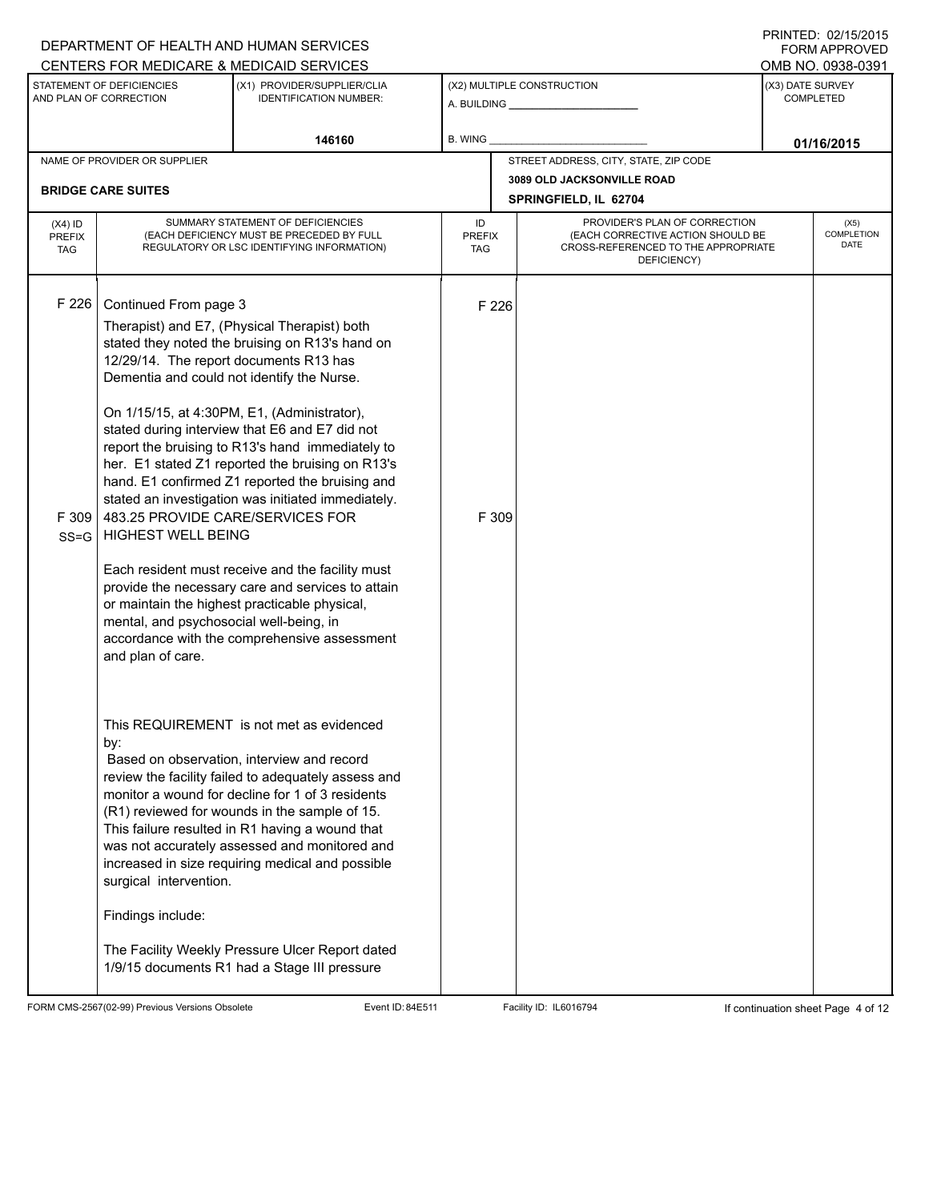DEPARTMENT OF HEALTH AND HUMAN SERVICES
CENTERS FOR MEDICARE & MEDICAID SERVICES

PRINTED: 02/15/2015
FORM APPROVED
OMB NO. 0938-0391

| STATEMENT OF DEFICIENCIES AND PLAN OF CORRECTION | (X1) PROVIDER/SUPPLIER/CLIA IDENTIFICATION NUMBER: | (X2) MULTIPLE CONSTRUCTION | (X3) DATE SURVEY COMPLETED |
|---|---|---|---|
| | 146160 | A. BUILDING ______ B. WING ______ | 01/16/2015 |

| NAME OF PROVIDER OR SUPPLIER | STREET ADDRESS, CITY, STATE, ZIP CODE |
|---|---|
| BRIDGE CARE SUITES | 3089 OLD JACKSONVILLE ROAD SPRINGFIELD, IL 62704 |

| (X4) ID PREFIX TAG | SUMMARY STATEMENT OF DEFICIENCIES (EACH DEFICIENCY MUST BE PRECEDED BY FULL REGULATORY OR LSC IDENTIFYING INFORMATION) | ID PREFIX TAG | PROVIDER'S PLAN OF CORRECTION (EACH CORRECTIVE ACTION SHOULD BE CROSS-REFERENCED TO THE APPROPRIATE DEFICIENCY) | (X5) COMPLETION DATE |
|---|---|---|---|---|
| F 226 | Continued From page 3<br>Therapist) and E7, (Physical Therapist) both stated they noted the bruising on R13's hand on 12/29/14. The report documents R13 has Dementia and could not identify the Nurse.<br><br>On 1/15/15, at 4:30PM, E1, (Administrator), stated during interview that E6 and E7 did not report the bruising to R13's hand immediately to her. E1 stated Z1 reported the bruising on R13's hand. E1 confirmed Z1 reported the bruising and stated an investigation was initiated immediately. | F 226 | | |
| F 309 SS=G | 483.25 PROVIDE CARE/SERVICES FOR HIGHEST WELL BEING<br><br>Each resident must receive and the facility must provide the necessary care and services to attain or maintain the highest practicable physical, mental, and psychosocial well-being, in accordance with the comprehensive assessment and plan of care.<br><br>This REQUIREMENT is not met as evidenced by:<br>Based on observation, interview and record review the facility failed to adequately assess and monitor a wound for decline for 1 of 3 residents (R1) reviewed for wounds in the sample of 15. This failure resulted in R1 having a wound that was not accurately assessed and monitored and increased in size requiring medical and possible surgical intervention.<br><br>Findings include:<br><br>The Facility Weekly Pressure Ulcer Report dated 1/9/15 documents R1 had a Stage III pressure | F 309 | | |

FORM CMS-2567(02-99) Previous Versions Obsolete Event ID: 84E511 Facility ID: IL6016794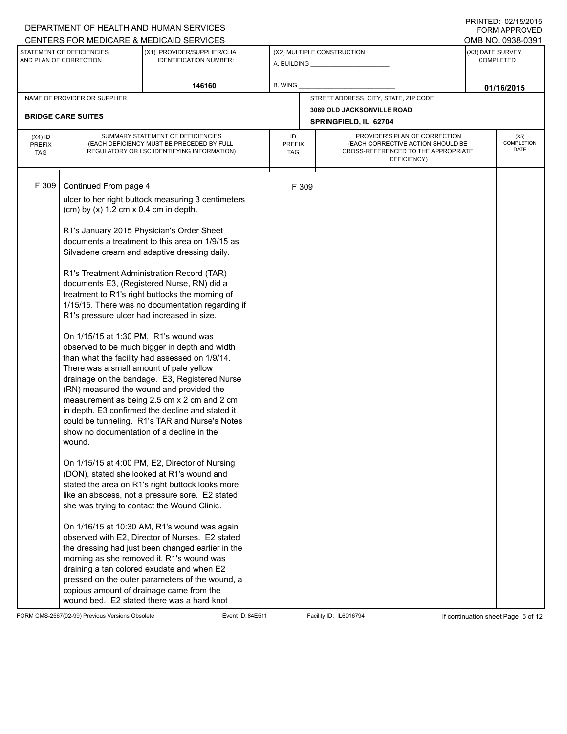DEPARTMENT OF HEALTH AND HUMAN SERVICES
CENTERS FOR MEDICARE & MEDICAID SERVICES

PRINTED: 02/15/2015
FORM APPROVED
OMB NO. 0938-0391

| STATEMENT OF DEFICIENCIES AND PLAN OF CORRECTION | (X1) PROVIDER/SUPPLIER/CLIA IDENTIFICATION NUMBER: | (X2) MULTIPLE CONSTRUCTION | (X3) DATE SURVEY COMPLETED |
|---|---|---|---|
| | 146160 | A. BUILDING ______ B. WING ______ | 01/16/2015 |

| NAME OF PROVIDER OR SUPPLIER | STREET ADDRESS, CITY, STATE, ZIP CODE |
|---|---|
| BRIDGE CARE SUITES | 3089 OLD JACKSONVILLE ROAD SPRINGFIELD, IL 62704 |

| (X4) ID PREFIX TAG | SUMMARY STATEMENT OF DEFICIENCIES (EACH DEFICIENCY MUST BE PRECEDED BY FULL REGULATORY OR LSC IDENTIFYING INFORMATION) | ID PREFIX TAG | PROVIDER'S PLAN OF CORRECTION (EACH CORRECTIVE ACTION SHOULD BE CROSS-REFERENCED TO THE APPROPRIATE DEFICIENCY) | (X5) COMPLETION DATE |
|---|---|---|---|---|
| F 309 | Continued From page 4 | F 309 | | |

ulcer to her right buttock measuring 3 centimeters (cm) by (x) 1.2 cm x 0.4 cm in depth.

R1's January 2015 Physician's Order Sheet documents a treatment to this area on 1/9/15 as Silvadene cream and adaptive dressing daily.

R1's Treatment Administration Record (TAR) documents E3, (Registered Nurse, RN) did a treatment to R1's right buttocks the morning of 1/15/15. There was no documentation regarding if R1's pressure ulcer had increased in size.

On 1/15/15 at 1:30 PM, R1's wound was observed to be much bigger in depth and width than what the facility had assessed on 1/9/14. There was a small amount of pale yellow drainage on the bandage. E3, Registered Nurse (RN) measured the wound and provided the measurement as being 2.5 cm x 2 cm and 2 cm in depth. E3 confirmed the decline and stated it could be tunneling. R1's TAR and Nurse's Notes show no documentation of a decline in the wound.

On 1/15/15 at 4:00 PM, E2, Director of Nursing (DON), stated she looked at R1's wound and stated the area on R1's right buttock looks more like an abscess, not a pressure sore. E2 stated she was trying to contact the Wound Clinic.

On 1/16/15 at 10:30 AM, R1's wound was again observed with E2, Director of Nurses. E2 stated the dressing had just been changed earlier in the morning as she removed it. R1's wound was draining a tan colored exudate and when E2 pressed on the outer parameters of the wound, a copious amount of drainage came from the wound bed. E2 stated there was a hard knot

FORM CMS-2567(02-99) Previous Versions Obsolete | Event ID: 84E511 | Facility ID: IL6016794 | If continuation sheet Page 5 of 12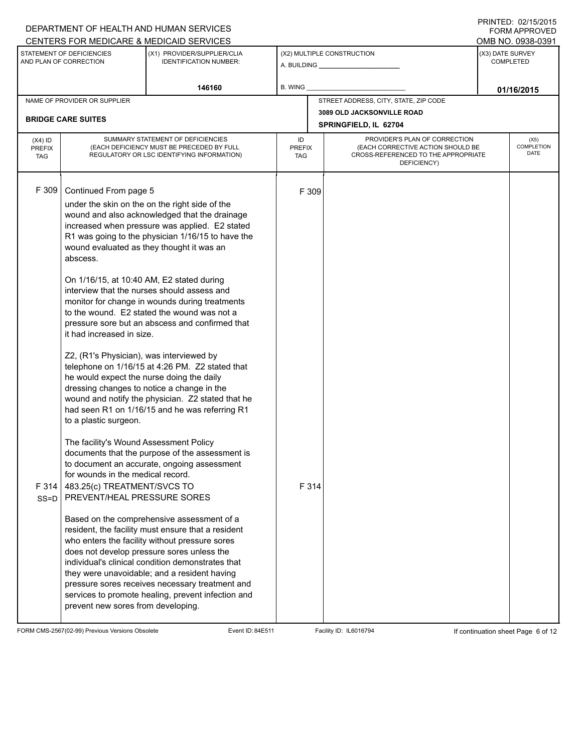DEPARTMENT OF HEALTH AND HUMAN SERVICES
CENTERS FOR MEDICARE & MEDICAID SERVICES

PRINTED: 02/15/2015
FORM APPROVED
OMB NO. 0938-0391

| STATEMENT OF DEFICIENCIES AND PLAN OF CORRECTION | (X1) PROVIDER/SUPPLIER/CLIA IDENTIFICATION NUMBER: | (X2) MULTIPLE CONSTRUCTION | (X3) DATE SURVEY COMPLETED |
|---|---|---|---|
| | 146160 | A. BUILDING ______ B. WING ______ | 01/16/2015 |

| NAME OF PROVIDER OR SUPPLIER | STREET ADDRESS, CITY, STATE, ZIP CODE |
|---|---|
| BRIDGE CARE SUITES | 3089 OLD JACKSONVILLE ROAD SPRINGFIELD, IL 62704 |

| (X4) ID PREFIX TAG | SUMMARY STATEMENT OF DEFICIENCIES (EACH DEFICIENCY MUST BE PRECEDED BY FULL REGULATORY OR LSC IDENTIFYING INFORMATION) | ID PREFIX TAG | PROVIDER'S PLAN OF CORRECTION (EACH CORRECTIVE ACTION SHOULD BE CROSS-REFERENCED TO THE APPROPRIATE DEFICIENCY) | (X5) COMPLETION DATE |
|---|---|---|---|---|
| F 309 | Continued From page 5<br>under the skin on the on the right side of the wound and also acknowledged that the drainage increased when pressure was applied. E2 stated R1 was going to the physician 1/16/15 to have the wound evaluated as they thought it was an abscess.<br><br>On 1/16/15, at 10:40 AM, E2 stated during interview that the nurses should assess and monitor for change in wounds during treatments to the wound. E2 stated the wound was not a pressure sore but an abscess and confirmed that it had increased in size.<br><br>Z2, (R1's Physician), was interviewed by telephone on 1/16/15 at 4:26 PM. Z2 stated that he would expect the nurse doing the daily dressing changes to notice a change in the wound and notify the physician. Z2 stated that he had seen R1 on 1/16/15 and he was referring R1 to a plastic surgeon.<br><br>The facility's Wound Assessment Policy documents that the purpose of the assessment is to document an accurate, ongoing assessment for wounds in the medical record. | F 309 | | |
| F 314 SS=D | 483.25(c) TREATMENT/SVCS TO PREVENT/HEAL PRESSURE SORES<br><br>Based on the comprehensive assessment of a resident, the facility must ensure that a resident who enters the facility without pressure sores does not develop pressure sores unless the individual's clinical condition demonstrates that they were unavoidable; and a resident having pressure sores receives necessary treatment and services to promote healing, prevent infection and prevent new sores from developing. | F 314 | | |

FORM CMS-2567(02-99) Previous Versions Obsolete Event ID: 84E511 Facility ID: IL6016794 If continuation sheet Page 6 of 12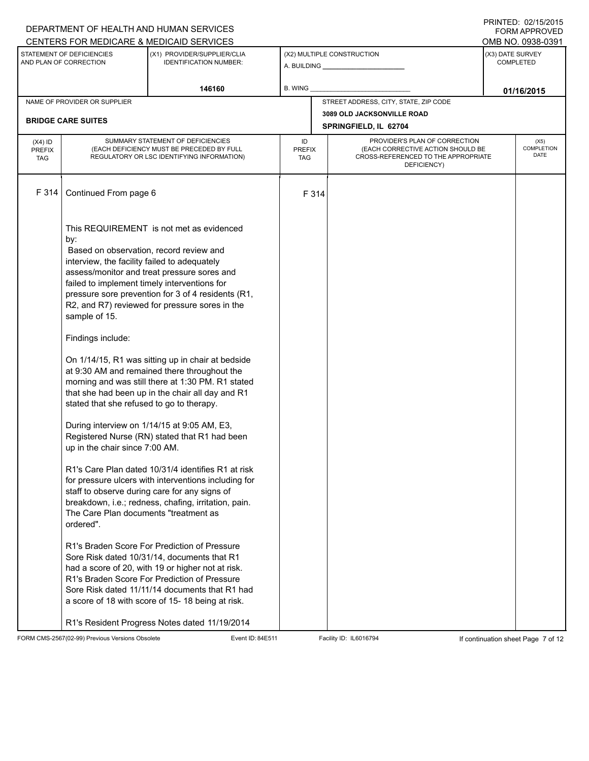DEPARTMENT OF HEALTH AND HUMAN SERVICES
CENTERS FOR MEDICARE & MEDICAID SERVICES

PRINTED: 02/15/2015
FORM APPROVED
OMB NO. 0938-0391

| STATEMENT OF DEFICIENCIES AND PLAN OF CORRECTION | (X1) PROVIDER/SUPPLIER/CLIA IDENTIFICATION NUMBER: | (X2) MULTIPLE CONSTRUCTION | (X3) DATE SURVEY COMPLETED |
|---|---|---|---|
| | 146160 | A. BUILDING ______ B. WING ______ | 01/16/2015 |

| NAME OF PROVIDER OR SUPPLIER | STREET ADDRESS, CITY, STATE, ZIP CODE |
|---|---|
| BRIDGE CARE SUITES | 3089 OLD JACKSONVILLE ROAD SPRINGFIELD, IL 62704 |

| (X4) ID PREFIX TAG | SUMMARY STATEMENT OF DEFICIENCIES (EACH DEFICIENCY MUST BE PRECEDED BY FULL REGULATORY OR LSC IDENTIFYING INFORMATION) | ID PREFIX TAG | PROVIDER'S PLAN OF CORRECTION (EACH CORRECTIVE ACTION SHOULD BE CROSS-REFERENCED TO THE APPROPRIATE DEFICIENCY) | (X5) COMPLETION DATE |
|---|---|---|---|---|
| F 314 | Continued From page 6 | F 314 | | |

This REQUIREMENT is not met as evidenced by:
Based on observation, record review and interview, the facility failed to adequately assess/monitor and treat pressure sores and failed to implement timely interventions for pressure sore prevention for 3 of 4 residents (R1, R2, and R7) reviewed for pressure sores in the sample of 15.

Findings include:

On 1/14/15, R1 was sitting up in chair at bedside at 9:30 AM and remained there throughout the morning and was still there at 1:30 PM. R1 stated that she had been up in the chair all day and R1 stated that she refused to go to therapy.

During interview on 1/14/15 at 9:05 AM, E3, Registered Nurse (RN) stated that R1 had been up in the chair since 7:00 AM.

R1's Care Plan dated 10/31/4 identifies R1 at risk for pressure ulcers with interventions including for staff to observe during care for any signs of breakdown, i.e.; redness, chafing, irritation, pain. The Care Plan documents "treatment as ordered".

R1's Braden Score For Prediction of Pressure Sore Risk dated 10/31/14, documents that R1 had a score of 20, with 19 or higher not at risk. R1's Braden Score For Prediction of Pressure Sore Risk dated 11/11/14 documents that R1 had a score of 18 with score of 15- 18 being at risk.

R1's Resident Progress Notes dated 11/19/2014

FORM CMS-2567(02-99) Previous Versions Obsolete Event ID: 84E511 Facility ID: IL6016794 If continuation sheet Page 7 of 12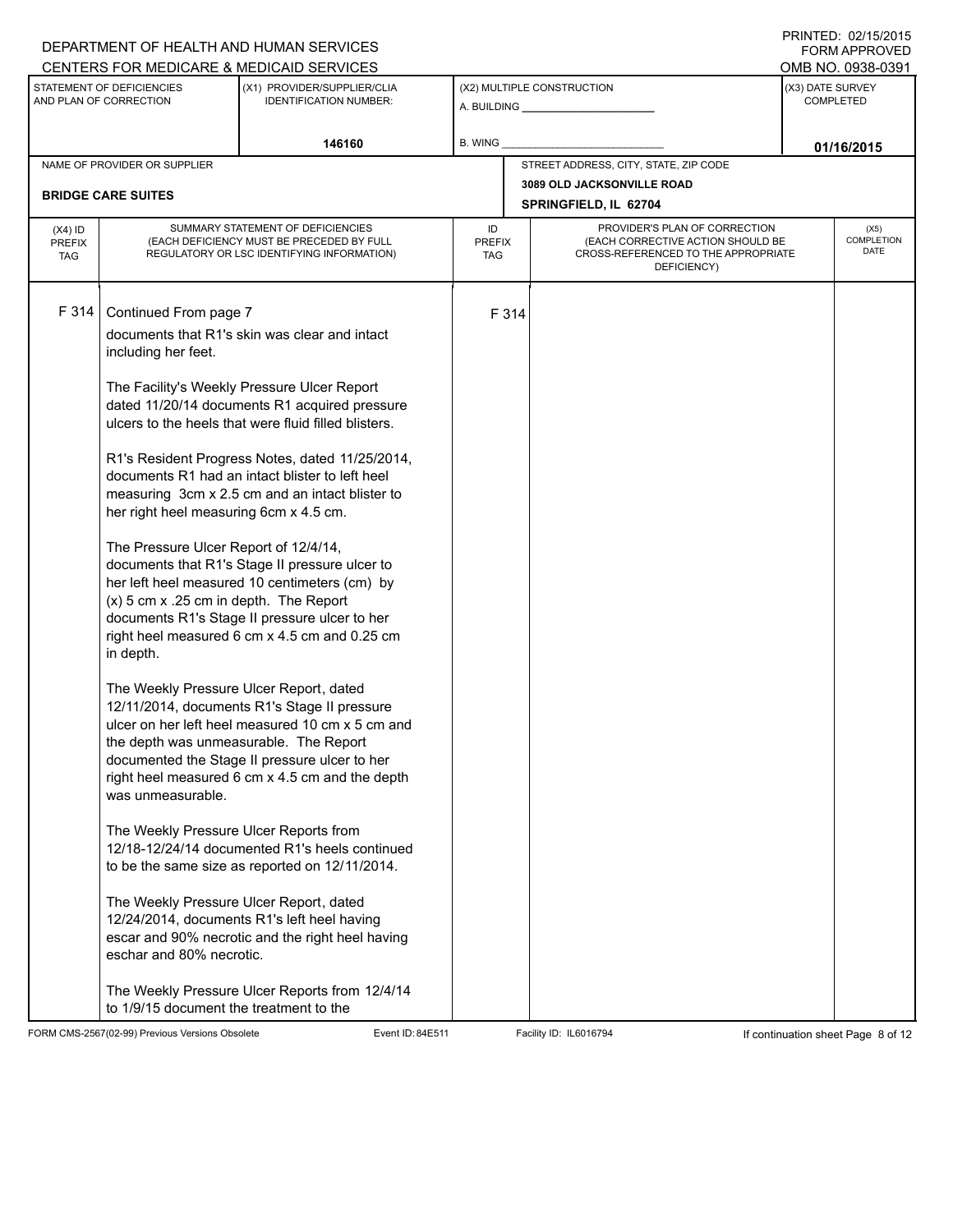DEPARTMENT OF HEALTH AND HUMAN SERVICES
CENTERS FOR MEDICARE & MEDICAID SERVICES

PRINTED: 02/15/2015
FORM APPROVED
OMB NO. 0938-0391

| STATEMENT OF DEFICIENCIES AND PLAN OF CORRECTION | (X1) PROVIDER/SUPPLIER/CLIA IDENTIFICATION NUMBER: | (X2) MULTIPLE CONSTRUCTION | (X3) DATE SURVEY COMPLETED |
|---|---|---|---|
| | 146160 | A. BUILDING ______ B. WING ______ | 01/16/2015 |

| NAME OF PROVIDER OR SUPPLIER | STREET ADDRESS, CITY, STATE, ZIP CODE |
|---|---|
| BRIDGE CARE SUITES | 3089 OLD JACKSONVILLE ROAD SPRINGFIELD, IL 62704 |

| (X4) ID PREFIX TAG | SUMMARY STATEMENT OF DEFICIENCIES (EACH DEFICIENCY MUST BE PRECEDED BY FULL REGULATORY OR LSC IDENTIFYING INFORMATION) | ID PREFIX TAG | PROVIDER'S PLAN OF CORRECTION (EACH CORRECTIVE ACTION SHOULD BE CROSS-REFERENCED TO THE APPROPRIATE DEFICIENCY) | (X5) COMPLETION DATE |
|---|---|---|---|---|
| F 314 | Continued From page 7 | F 314 | | |

documents that R1's skin was clear and intact including her feet.

The Facility's Weekly Pressure Ulcer Report dated 11/20/14 documents R1 acquired pressure ulcers to the heels that were fluid filled blisters.

R1's Resident Progress Notes, dated 11/25/2014, documents R1 had an intact blister to left heel measuring 3cm x 2.5 cm and an intact blister to her right heel measuring 6cm x 4.5 cm.

The Pressure Ulcer Report of 12/4/14, documents that R1's Stage II pressure ulcer to her left heel measured 10 centimeters (cm) by (x) 5 cm x .25 cm in depth. The Report documents R1's Stage II pressure ulcer to her right heel measured 6 cm x 4.5 cm and 0.25 cm in depth.

The Weekly Pressure Ulcer Report, dated 12/11/2014, documents R1's Stage II pressure ulcer on her left heel measured 10 cm x 5 cm and the depth was unmeasurable. The Report documented the Stage II pressure ulcer to her right heel measured 6 cm x 4.5 cm and the depth was unmeasurable.

The Weekly Pressure Ulcer Reports from 12/18-12/24/14 documented R1's heels continued to be the same size as reported on 12/11/2014.

The Weekly Pressure Ulcer Report, dated 12/24/2014, documents R1's left heel having escar and 90% necrotic and the right heel having eschar and 80% necrotic.

The Weekly Pressure Ulcer Reports from 12/4/14 to 1/9/15 document the treatment to the

FORM CMS-2567(02-99) Previous Versions Obsolete | Event ID: 84E511 | Facility ID: IL6016794 | If continuation sheet Page 8 of 12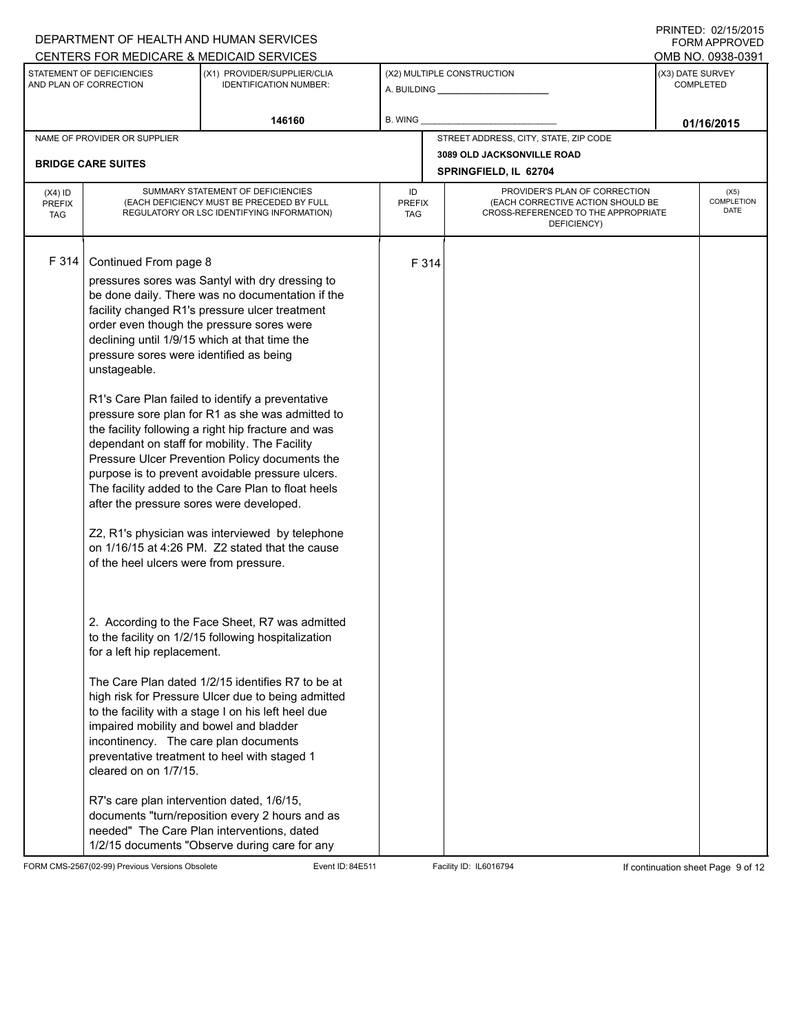DEPARTMENT OF HEALTH AND HUMAN SERVICES
CENTERS FOR MEDICARE & MEDICAID SERVICES

PRINTED: 02/15/2015
FORM APPROVED
OMB NO. 0938-0391

| STATEMENT OF DEFICIENCIES AND PLAN OF CORRECTION | (X1) PROVIDER/SUPPLIER/CLIA IDENTIFICATION NUMBER: | (X2) MULTIPLE CONSTRUCTION | (X3) DATE SURVEY COMPLETED |
|---|---|---|---|
| | 146160 | A. BUILDING ______ B. WING ______ | 01/16/2015 |

| NAME OF PROVIDER OR SUPPLIER | STREET ADDRESS, CITY, STATE, ZIP CODE |
|---|---|
| BRIDGE CARE SUITES | 3089 OLD JACKSONVILLE ROAD SPRINGFIELD, IL 62704 |

| (X4) ID PREFIX TAG | SUMMARY STATEMENT OF DEFICIENCIES (EACH DEFICIENCY MUST BE PRECEDED BY FULL REGULATORY OR LSC IDENTIFYING INFORMATION) | ID PREFIX TAG | PROVIDER'S PLAN OF CORRECTION (EACH CORRECTIVE ACTION SHOULD BE CROSS-REFERENCED TO THE APPROPRIATE DEFICIENCY) | (X5) COMPLETION DATE |
|---|---|---|---|---|
| F 314 | Continued From page 8 | F 314 | | |

pressures sores was Santyl with dry dressing to be done daily. There was no documentation if the facility changed R1's pressure ulcer treatment order even though the pressure sores were declining until 1/9/15 which at that time the pressure sores were identified as being unstageable.

R1's Care Plan failed to identify a preventative pressure sore plan for R1 as she was admitted to the facility following a right hip fracture and was dependant on staff for mobility. The Facility Pressure Ulcer Prevention Policy documents the purpose is to prevent avoidable pressure ulcers. The facility added to the Care Plan to float heels after the pressure sores were developed.

Z2, R1's physician was interviewed by telephone on 1/16/15 at 4:26 PM. Z2 stated that the cause of the heel ulcers were from pressure.

2. According to the Face Sheet, R7 was admitted to the facility on 1/2/15 following hospitalization for a left hip replacement.

The Care Plan dated 1/2/15 identifies R7 to be at high risk for Pressure Ulcer due to being admitted to the facility with a stage I on his left heel due impaired mobility and bowel and bladder incontinency. The care plan documents preventative treatment to heel with staged 1 cleared on on 1/7/15.

R7's care plan intervention dated, 1/6/15, documents "turn/reposition every 2 hours and as needed" The Care Plan interventions, dated 1/2/15 documents "Observe during care for any

FORM CMS-2567(02-99) Previous Versions Obsolete | Event ID: 84E511 | Facility ID: IL6016794 | If continuation sheet Page 9 of 12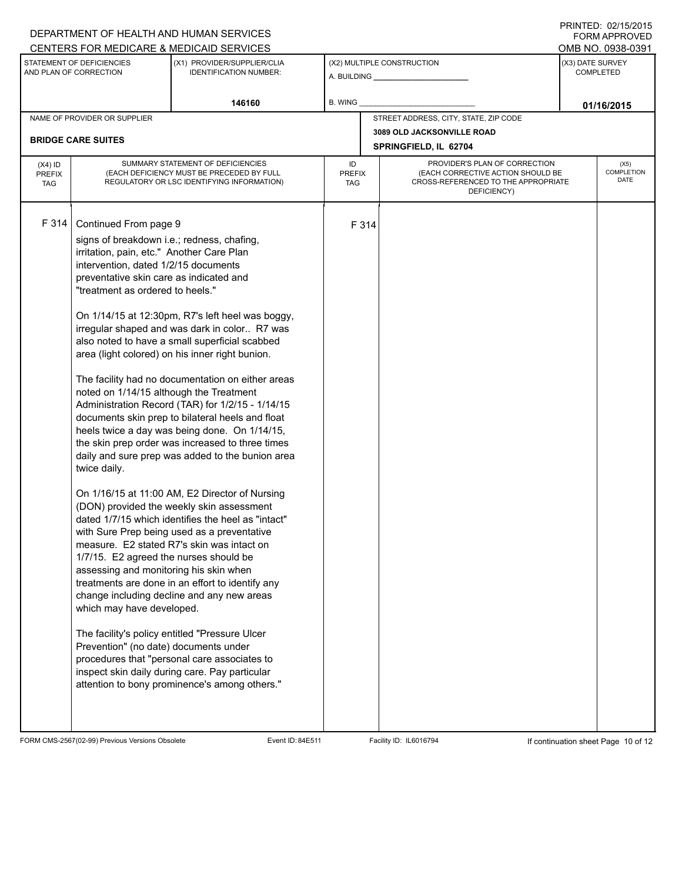DEPARTMENT OF HEALTH AND HUMAN SERVICES
CENTERS FOR MEDICARE & MEDICAID SERVICES

PRINTED: 02/15/2015
FORM APPROVED
OMB NO. 0938-0391

| STATEMENT OF DEFICIENCIES AND PLAN OF CORRECTION | (X1) PROVIDER/SUPPLIER/CLIA IDENTIFICATION NUMBER: | (X2) MULTIPLE CONSTRUCTION | (X3) DATE SURVEY COMPLETED |
|---|---|---|---|
| | 146160 | A. BUILDING ______ B. WING ______ | 01/16/2015 |

| NAME OF PROVIDER OR SUPPLIER | STREET ADDRESS, CITY, STATE, ZIP CODE |
|---|---|
| BRIDGE CARE SUITES | 3089 OLD JACKSONVILLE ROAD SPRINGFIELD, IL 62704 |

| (X4) ID PREFIX TAG | SUMMARY STATEMENT OF DEFICIENCIES (EACH DEFICIENCY MUST BE PRECEDED BY FULL REGULATORY OR LSC IDENTIFYING INFORMATION) | ID PREFIX TAG | PROVIDER'S PLAN OF CORRECTION (EACH CORRECTIVE ACTION SHOULD BE CROSS-REFERENCED TO THE APPROPRIATE DEFICIENCY) | (X5) COMPLETION DATE |
|---|---|---|---|---|
| F 314 | Continued From page 9 | F 314 | | |

signs of breakdown i.e.; redness, chafing, irritation, pain, etc." Another Care Plan intervention, dated 1/2/15 documents preventative skin care as indicated and "treatment as ordered to heels."

On 1/14/15 at 12:30pm, R7's left heel was boggy, irregular shaped and was dark in color.. R7 was also noted to have a small superficial scabbed area (light colored) on his inner right bunion.

The facility had no documentation on either areas noted on 1/14/15 although the Treatment Administration Record (TAR) for 1/2/15 - 1/14/15 documents skin prep to bilateral heels and float heels twice a day was being done. On 1/14/15, the skin prep order was increased to three times daily and sure prep was added to the bunion area twice daily.

On 1/16/15 at 11:00 AM, E2 Director of Nursing (DON) provided the weekly skin assessment dated 1/7/15 which identifies the heel as "intact" with Sure Prep being used as a preventative measure. E2 stated R7's skin was intact on 1/7/15. E2 agreed the nurses should be assessing and monitoring his skin when treatments are done in an effort to identify any change including decline and any new areas which may have developed.

The facility's policy entitled "Pressure Ulcer Prevention" (no date) documents under procedures that "personal care associates to inspect skin daily during care. Pay particular attention to bony prominence's among others."

FORM CMS-2567(02-99) Previous Versions Obsolete Event ID: 84E511 Facility ID: IL6016794 If continuation sheet Page 10 of 12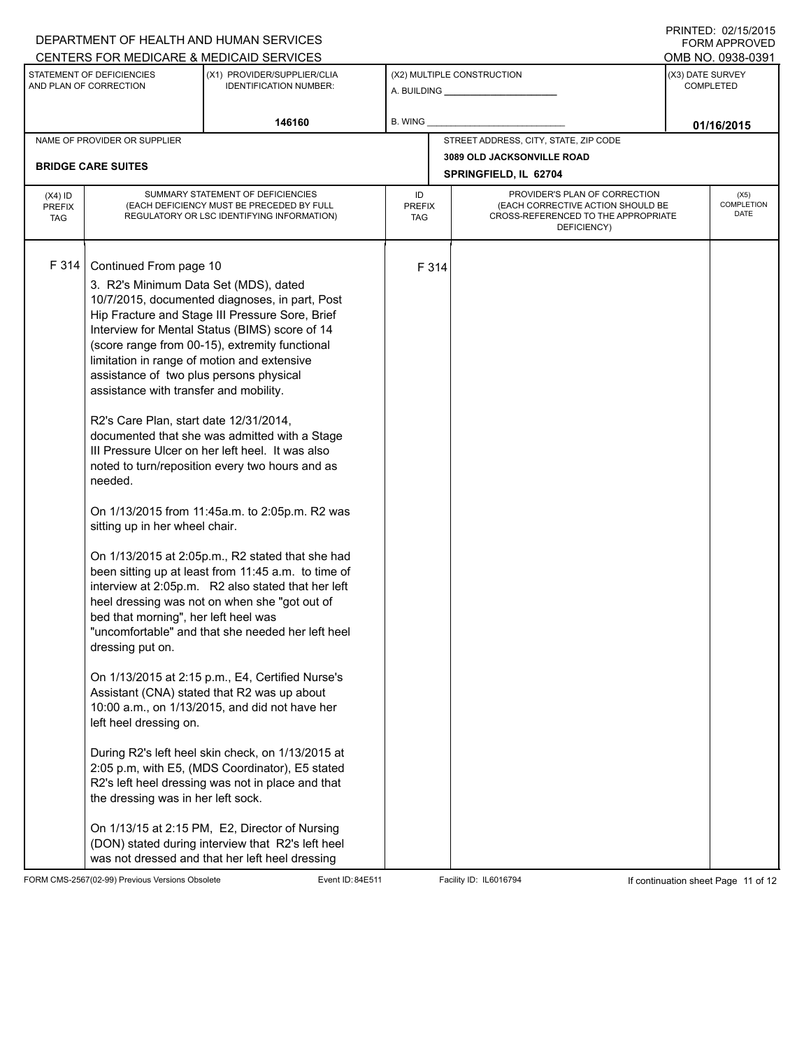DEPARTMENT OF HEALTH AND HUMAN SERVICES
CENTERS FOR MEDICARE & MEDICAID SERVICES

PRINTED: 02/15/2015
FORM APPROVED
OMB NO. 0938-0391

| STATEMENT OF DEFICIENCIES AND PLAN OF CORRECTION | (X1) PROVIDER/SUPPLIER/CLIA IDENTIFICATION NUMBER: | (X2) MULTIPLE CONSTRUCTION | (X3) DATE SURVEY COMPLETED |
|---|---|---|---|
| | 146160 | A. BUILDING ______ B. WING ______ | 01/16/2015 |

| NAME OF PROVIDER OR SUPPLIER | STREET ADDRESS, CITY, STATE, ZIP CODE |
|---|---|
| BRIDGE CARE SUITES | 3089 OLD JACKSONVILLE ROAD SPRINGFIELD, IL 62704 |

| (X4) ID PREFIX TAG | SUMMARY STATEMENT OF DEFICIENCIES (EACH DEFICIENCY MUST BE PRECEDED BY FULL REGULATORY OR LSC IDENTIFYING INFORMATION) | ID PREFIX TAG | PROVIDER'S PLAN OF CORRECTION (EACH CORRECTIVE ACTION SHOULD BE CROSS-REFERENCED TO THE APPROPRIATE DEFICIENCY) | (X5) COMPLETION DATE |
|---|---|---|---|---|
| F 314 | Continued From page 10 | F 314 | | |

3. R2's Minimum Data Set (MDS), dated 10/7/2015, documented diagnoses, in part, Post Hip Fracture and Stage III Pressure Sore, Brief Interview for Mental Status (BIMS) score of 14 (score range from 00-15), extremity functional limitation in range of motion and extensive assistance of two plus persons physical assistance with transfer and mobility.

R2's Care Plan, start date 12/31/2014, documented that she was admitted with a Stage III Pressure Ulcer on her left heel. It was also noted to turn/reposition every two hours and as needed.

On 1/13/2015 from 11:45a.m. to 2:05p.m. R2 was sitting up in her wheel chair.

On 1/13/2015 at 2:05p.m., R2 stated that she had been sitting up at least from 11:45 a.m. to time of interview at 2:05p.m. R2 also stated that her left heel dressing was not on when she "got out of bed that morning", her left heel was "uncomfortable" and that she needed her left heel dressing put on.

On 1/13/2015 at 2:15 p.m., E4, Certified Nurse's Assistant (CNA) stated that R2 was up about 10:00 a.m., on 1/13/2015, and did not have her left heel dressing on.

During R2's left heel skin check, on 1/13/2015 at 2:05 p.m, with E5, (MDS Coordinator), E5 stated R2's left heel dressing was not in place and that the dressing was in her left sock.

On 1/13/15 at 2:15 PM, E2, Director of Nursing (DON) stated during interview that R2's left heel was not dressed and that her left heel dressing

FORM CMS-2567(02-99) Previous Versions Obsolete    Event ID: 84E511    Facility ID: IL6016794    If continuation sheet Page 11 of 12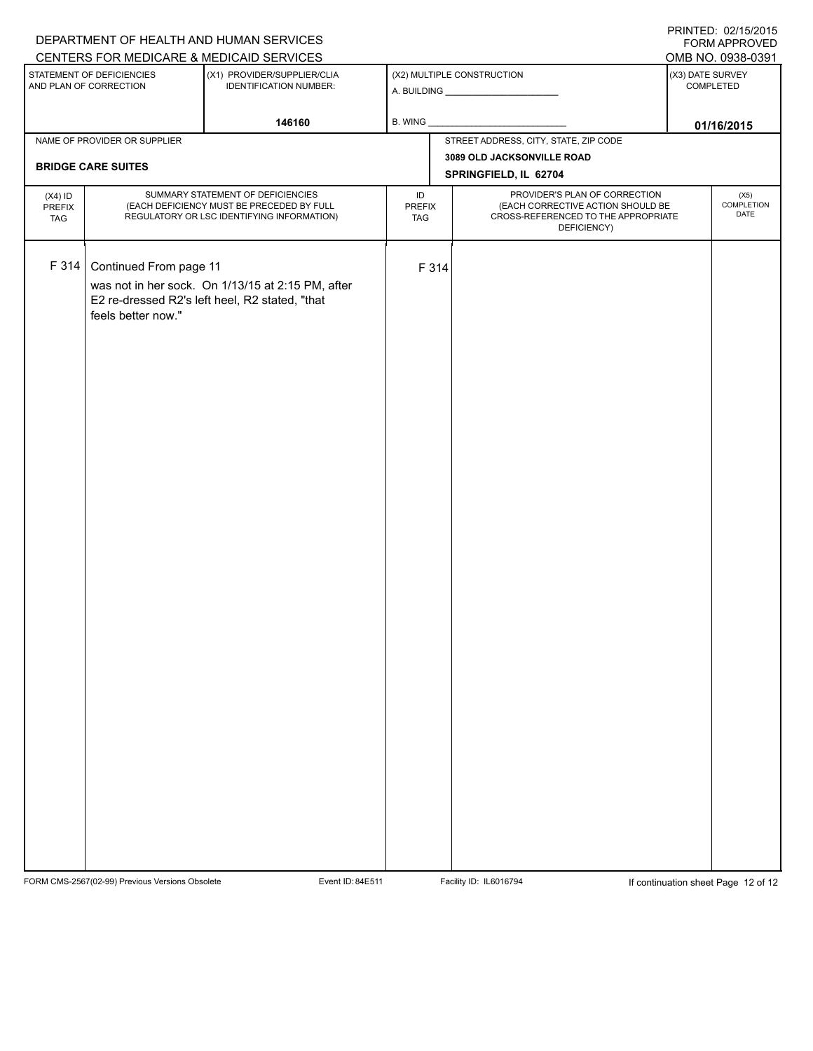DEPARTMENT OF HEALTH AND HUMAN SERVICES
CENTERS FOR MEDICARE & MEDICAID SERVICES

PRINTED: 02/15/2015
FORM APPROVED
OMB NO. 0938-0391

| STATEMENT OF DEFICIENCIES AND PLAN OF CORRECTION | (X1) PROVIDER/SUPPLIER/CLIA IDENTIFICATION NUMBER: | (X2) MULTIPLE CONSTRUCTION | (X3) DATE SURVEY COMPLETED |
|---|---|---|---|
| | 146160 | A. BUILDING ______ B. WING ______ | 01/16/2015 |

NAME OF PROVIDER OR SUPPLIER: **BRIDGE CARE SUITES**

STREET ADDRESS, CITY, STATE, ZIP CODE: **3089 OLD JACKSONVILLE ROAD, SPRINGFIELD, IL 62704**

| (X4) ID PREFIX TAG | SUMMARY STATEMENT OF DEFICIENCIES (EACH DEFICIENCY MUST BE PRECEDED BY FULL REGULATORY OR LSC IDENTIFYING INFORMATION) | ID PREFIX TAG | PROVIDER'S PLAN OF CORRECTION (EACH CORRECTIVE ACTION SHOULD BE CROSS-REFERENCED TO THE APPROPRIATE DEFICIENCY) | (X5) COMPLETION DATE |
|---|---|---|---|---|
| F 314 | Continued From page 11<br>was not in her sock. On 1/13/15 at 2:15 PM, after E2 re-dressed R2's left heel, R2 stated, "that feels better now." | F 314 | | |

FORM CMS-2567(02-99) Previous Versions Obsolete    Event ID: 84E511    Facility ID: IL6016794